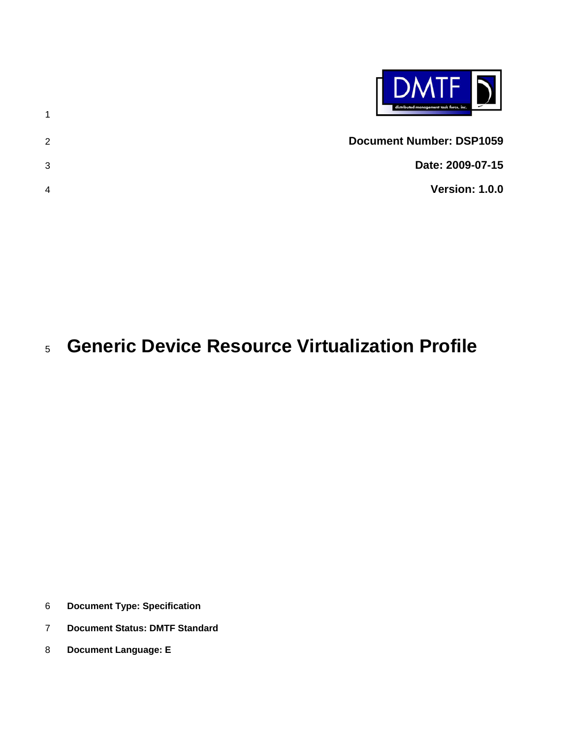**Document Number: DSP1059**

**Date: 2009-07-15**

**Version: 1.0.0**

# Generic Device Resource Virtualization Profile

**Document Type: Specification**

**Document Status: DMTF Standard**

**Document Language: E**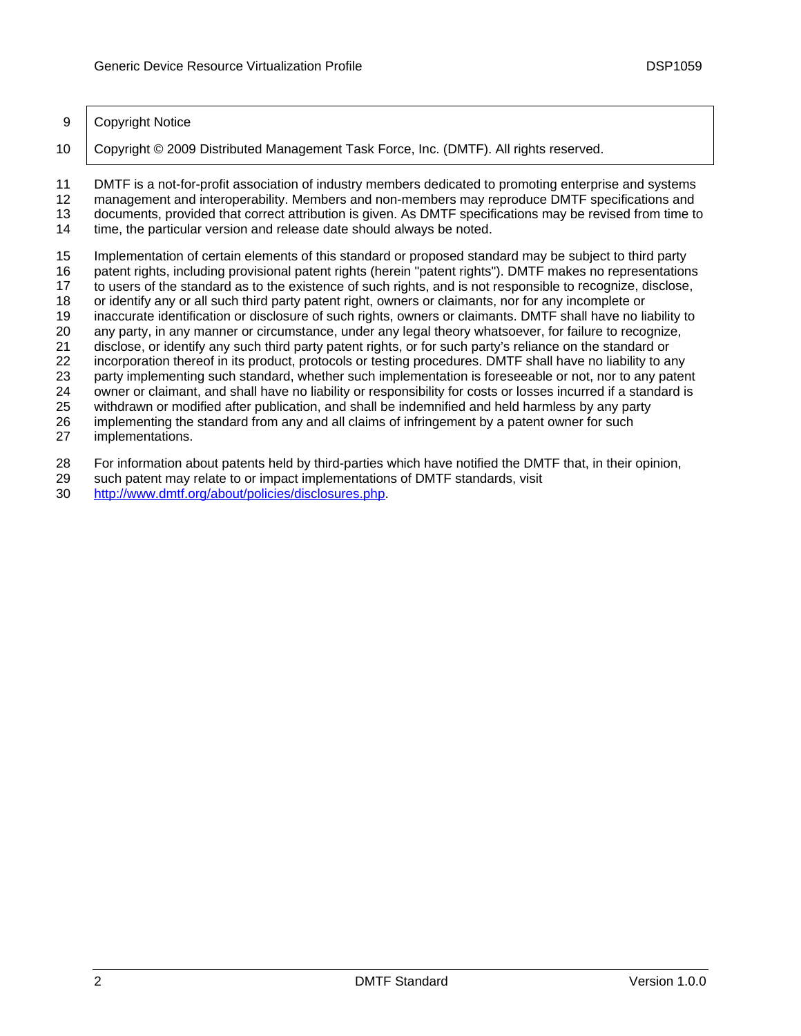Copyright Notice

Copyright © 2009 Distributed Management Task Force, Inc. (DMTF). All rights reserved.

DMTF is a not-for-profit association of industry members dedicated to promoting enterprise and systems management and interoperability. Members and non-members may reproduce DMTF specifications and documents, provided that correct attribution is given. As DMTF specifications may be revised from time to time, the particular version and release date should always be noted.

Implementation of certain elements of this standard or proposed standard may be subject to third party patent rights, including provisional patent rights (herein "patent rights"). DMTF makes no representations to users of the standard as to the existence of such rights, and is not responsible to recognize, disclose, or identify any or all such third party patent right, owners or claimants, nor for any incomplete or inaccurate identification or disclosure of such rights, owners or claimants. DMTF shall have no liability to any party, in any manner or circumstance, under any legal theory whatsoever, for failure to recognize, disclose, or identify any such third party patent rights, or for such party's reliance on the standard or incorporation thereof in its product, protocols or testing procedures. DMTF shall have no liability to any party implementing such standard, whether such implementation is foreseeable or not, nor to any patent owner or claimant, and shall have no liability or responsibility for costs or losses incurred if a standard is withdrawn or modified after publication, and shall be indemnified and held harmless by any party implementing the standard from any and all claims of infringement by a patent owner for such implementations.

For information about patents held by third-parties which have notified the DMTF that, in their opinion, such patent may relate to or impact implementations of DMTF standards, visit http://www.dmtf.org/about/policies/disclosures.php.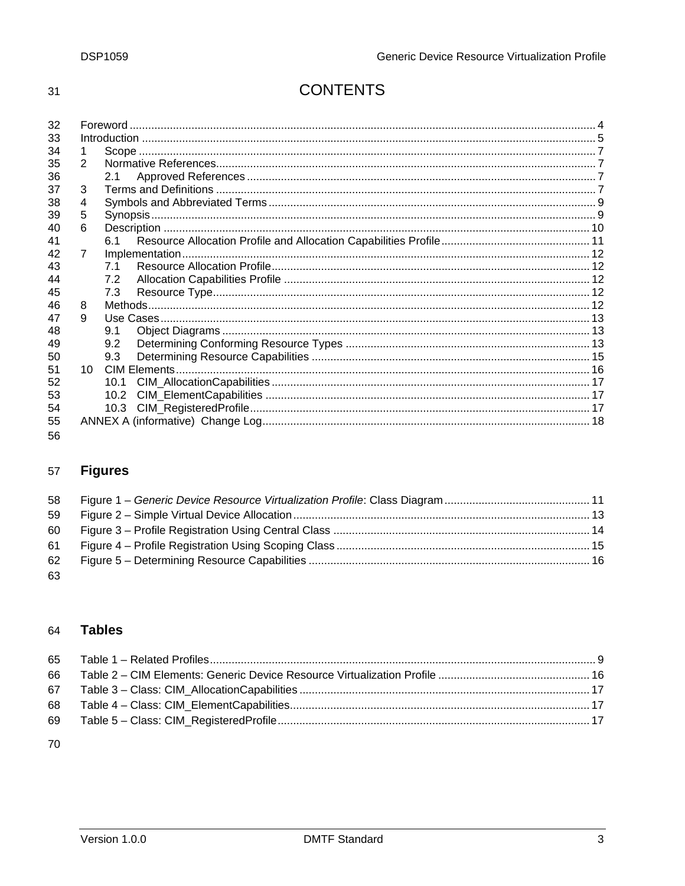# CONTENTS

Foreword ..... 4
Introduction ..... 5
1 Scope ..... 7
2 Normative References ..... 7
  2.1 Approved References ..... 7
3 Terms and Definitions ..... 7
4 Symbols and Abbreviated Terms ..... 9
5 Synopsis ..... 9
6 Description ..... 10
  6.1 Resource Allocation Profile and Allocation Capabilities Profile ..... 11
7 Implementation ..... 12
  7.1 Resource Allocation Profile ..... 12
  7.2 Allocation Capabilities Profile ..... 12
  7.3 Resource Type ..... 12
8 Methods ..... 12
9 Use Cases ..... 13
  9.1 Object Diagrams ..... 13
  9.2 Determining Conforming Resource Types ..... 13
  9.3 Determining Resource Capabilities ..... 15
10 CIM Elements ..... 16
  10.1 CIM_AllocationCapabilities ..... 17
  10.2 CIM_ElementCapabilities ..... 17
  10.3 CIM_RegisteredProfile ..... 17
ANNEX A (informative) Change Log ..... 18

## Figures

Figure 1 – *Generic Device Resource Virtualization Profile*: Class Diagram ..... 11
Figure 2 – Simple Virtual Device Allocation ..... 13
Figure 3 – Profile Registration Using Central Class ..... 14
Figure 4 – Profile Registration Using Scoping Class ..... 15
Figure 5 – Determining Resource Capabilities ..... 16

## Tables

Table 1 – Related Profiles ..... 9
Table 2 – CIM Elements: Generic Device Resource Virtualization Profile ..... 16
Table 3 – Class: CIM_AllocationCapabilities ..... 17
Table 4 – Class: CIM_ElementCapabilities ..... 17
Table 5 – Class: CIM_RegisteredProfile ..... 17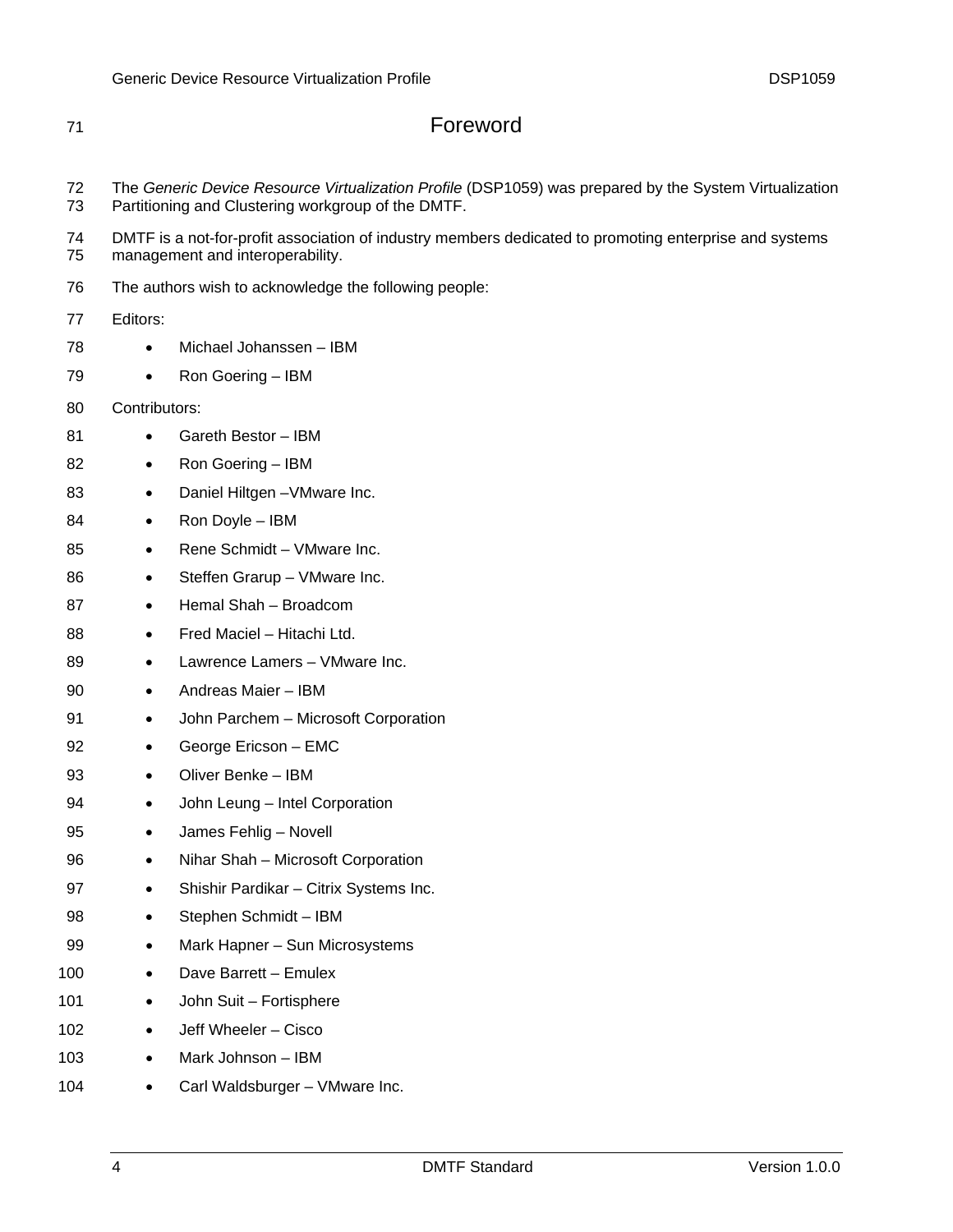# Foreword

The *Generic Device Resource Virtualization Profile* (DSP1059) was prepared by the System Virtualization Partitioning and Clustering workgroup of the DMTF.

DMTF is a not-for-profit association of industry members dedicated to promoting enterprise and systems management and interoperability.

The authors wish to acknowledge the following people:

Editors:

- Michael Johanssen – IBM
- Ron Goering – IBM

Contributors:

- Gareth Bestor – IBM
- Ron Goering – IBM
- Daniel Hiltgen –VMware Inc.
- Ron Doyle – IBM
- Rene Schmidt – VMware Inc.
- Steffen Grarup – VMware Inc.
- Hemal Shah – Broadcom
- Fred Maciel – Hitachi Ltd.
- Lawrence Lamers – VMware Inc.
- Andreas Maier – IBM
- John Parchem – Microsoft Corporation
- George Ericson – EMC
- Oliver Benke – IBM
- John Leung – Intel Corporation
- James Fehlig – Novell
- Nihar Shah – Microsoft Corporation
- Shishir Pardikar – Citrix Systems Inc.
- Stephen Schmidt – IBM
- Mark Hapner – Sun Microsystems
- Dave Barrett – Emulex
- John Suit – Fortisphere
- Jeff Wheeler – Cisco
- Mark Johnson – IBM
- Carl Waldsburger – VMware Inc.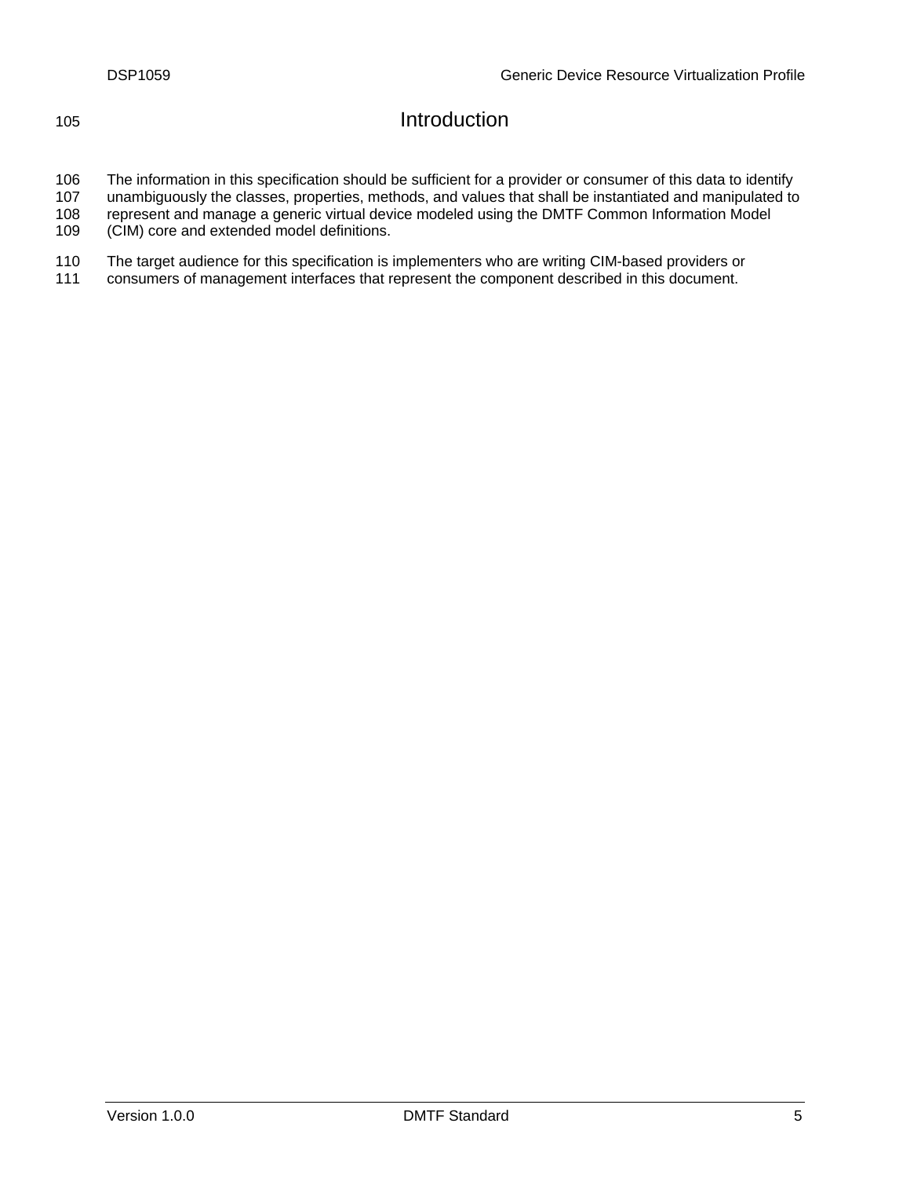# Introduction

The information in this specification should be sufficient for a provider or consumer of this data to identify unambiguously the classes, properties, methods, and values that shall be instantiated and manipulated to represent and manage a generic virtual device modeled using the DMTF Common Information Model (CIM) core and extended model definitions.

The target audience for this specification is implementers who are writing CIM-based providers or consumers of management interfaces that represent the component described in this document.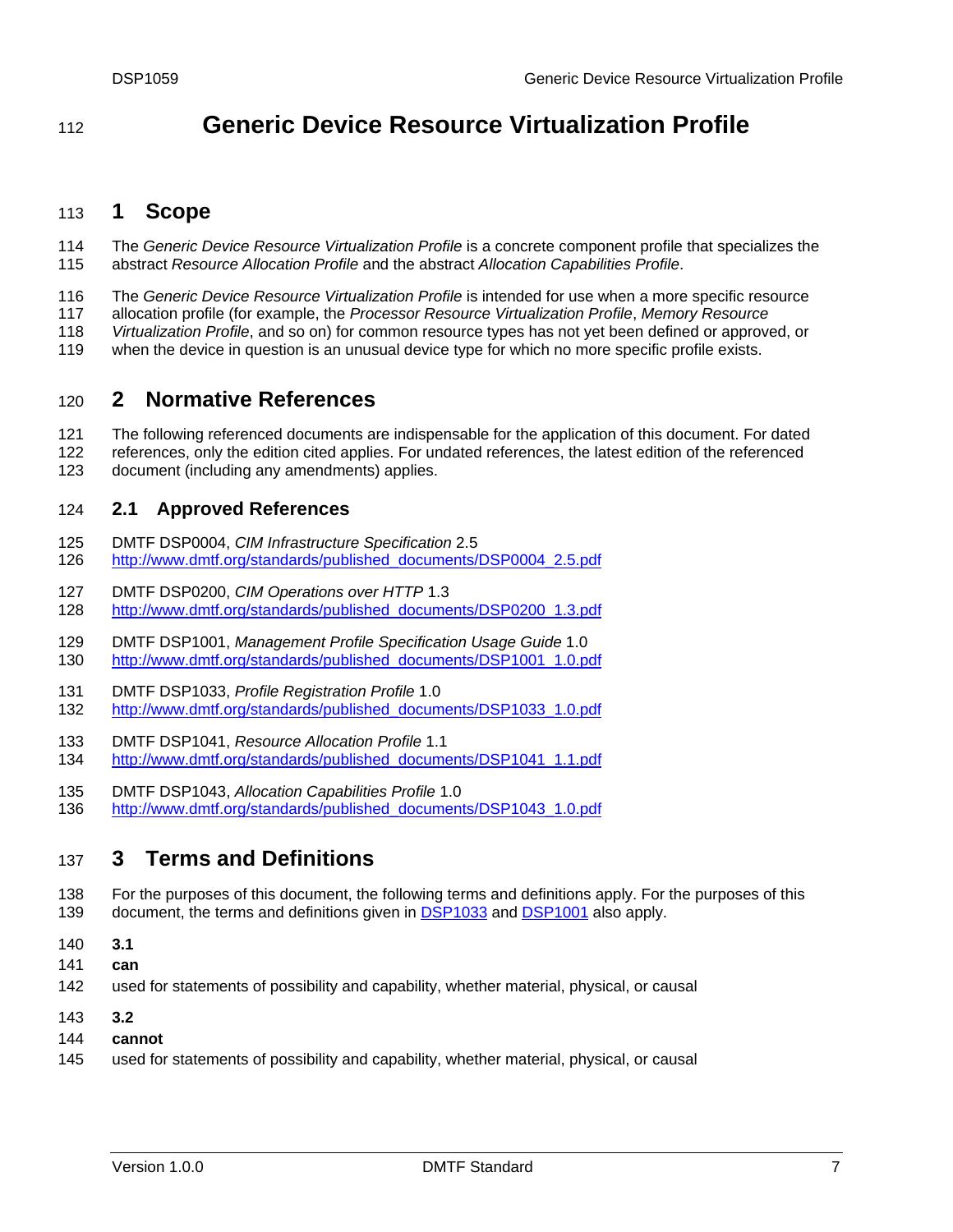# Generic Device Resource Virtualization Profile

## 1 Scope

The *Generic Device Resource Virtualization Profile* is a concrete component profile that specializes the abstract *Resource Allocation Profile* and the abstract *Allocation Capabilities Profile*.

The *Generic Device Resource Virtualization Profile* is intended for use when a more specific resource allocation profile (for example, the *Processor Resource Virtualization Profile*, *Memory Resource Virtualization Profile*, and so on) for common resource types has not yet been defined or approved, or when the device in question is an unusual device type for which no more specific profile exists.

## 2 Normative References

The following referenced documents are indispensable for the application of this document. For dated references, only the edition cited applies. For undated references, the latest edition of the referenced document (including any amendments) applies.

### 2.1 Approved References

DMTF DSP0004, *CIM Infrastructure Specification* 2.5
http://www.dmtf.org/standards/published_documents/DSP0004_2.5.pdf

DMTF DSP0200, *CIM Operations over HTTP* 1.3
http://www.dmtf.org/standards/published_documents/DSP0200_1.3.pdf

DMTF DSP1001, *Management Profile Specification Usage Guide* 1.0
http://www.dmtf.org/standards/published_documents/DSP1001_1.0.pdf

DMTF DSP1033, *Profile Registration Profile* 1.0
http://www.dmtf.org/standards/published_documents/DSP1033_1.0.pdf

DMTF DSP1041, *Resource Allocation Profile* 1.1
http://www.dmtf.org/standards/published_documents/DSP1041_1.1.pdf

DMTF DSP1043, *Allocation Capabilities Profile* 1.0
http://www.dmtf.org/standards/published_documents/DSP1043_1.0.pdf

## 3 Terms and Definitions

For the purposes of this document, the following terms and definitions apply. For the purposes of this document, the terms and definitions given in DSP1033 and DSP1001 also apply.

**3.1**
**can**
used for statements of possibility and capability, whether material, physical, or causal

**3.2**
**cannot**
used for statements of possibility and capability, whether material, physical, or causal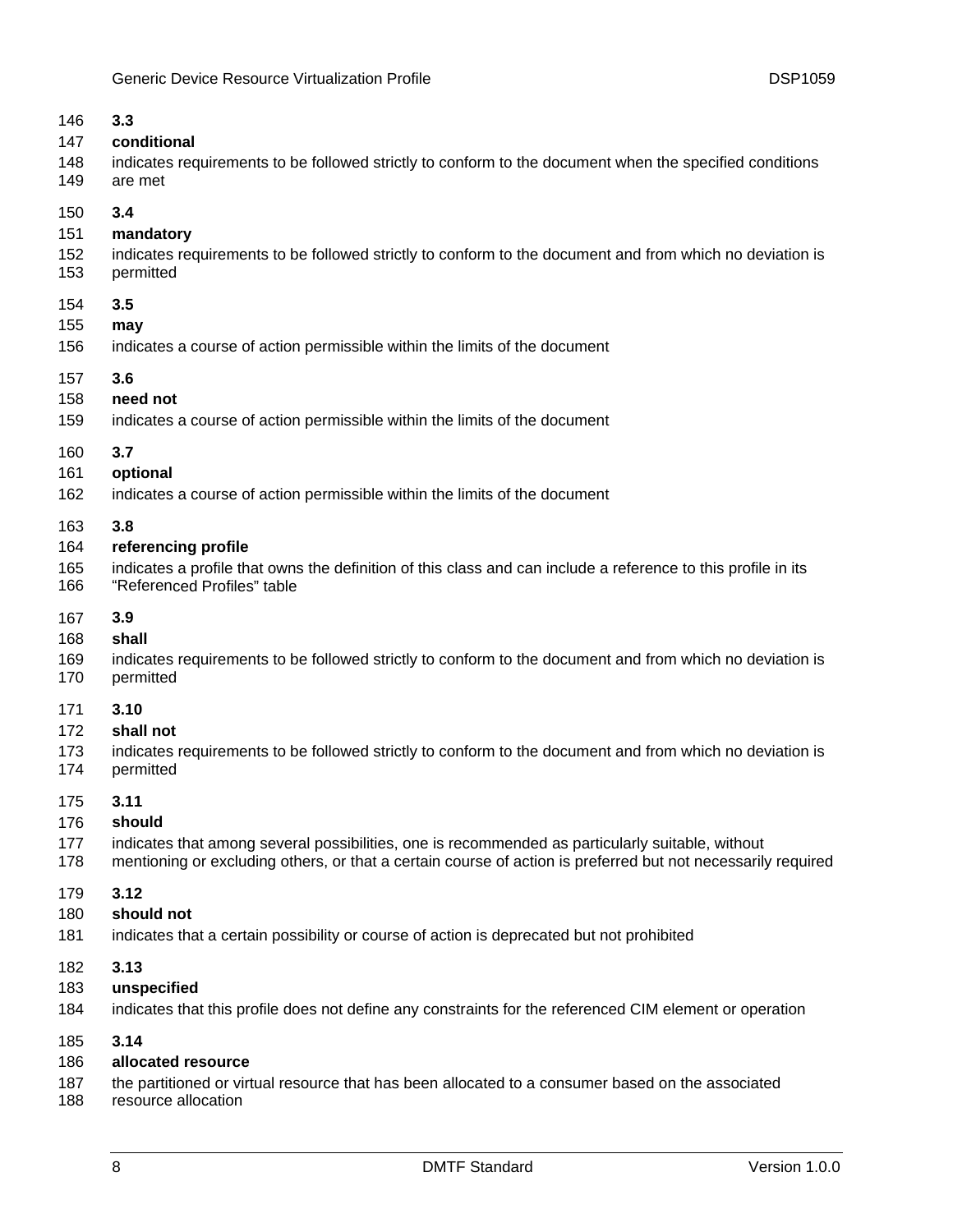**3.3**

**conditional**

indicates requirements to be followed strictly to conform to the document when the specified conditions are met

**3.4**

**mandatory**

indicates requirements to be followed strictly to conform to the document and from which no deviation is permitted

**3.5**

**may**

indicates a course of action permissible within the limits of the document

**3.6**

**need not**

indicates a course of action permissible within the limits of the document

**3.7**

**optional**

indicates a course of action permissible within the limits of the document

**3.8**

**referencing profile**

indicates a profile that owns the definition of this class and can include a reference to this profile in its "Referenced Profiles" table

**3.9**

**shall**

indicates requirements to be followed strictly to conform to the document and from which no deviation is permitted

**3.10**

**shall not**

indicates requirements to be followed strictly to conform to the document and from which no deviation is permitted

**3.11**

**should**

indicates that among several possibilities, one is recommended as particularly suitable, without mentioning or excluding others, or that a certain course of action is preferred but not necessarily required

**3.12**

**should not**

indicates that a certain possibility or course of action is deprecated but not prohibited

**3.13**

**unspecified**

indicates that this profile does not define any constraints for the referenced CIM element or operation

**3.14**

**allocated resource**

the partitioned or virtual resource that has been allocated to a consumer based on the associated resource allocation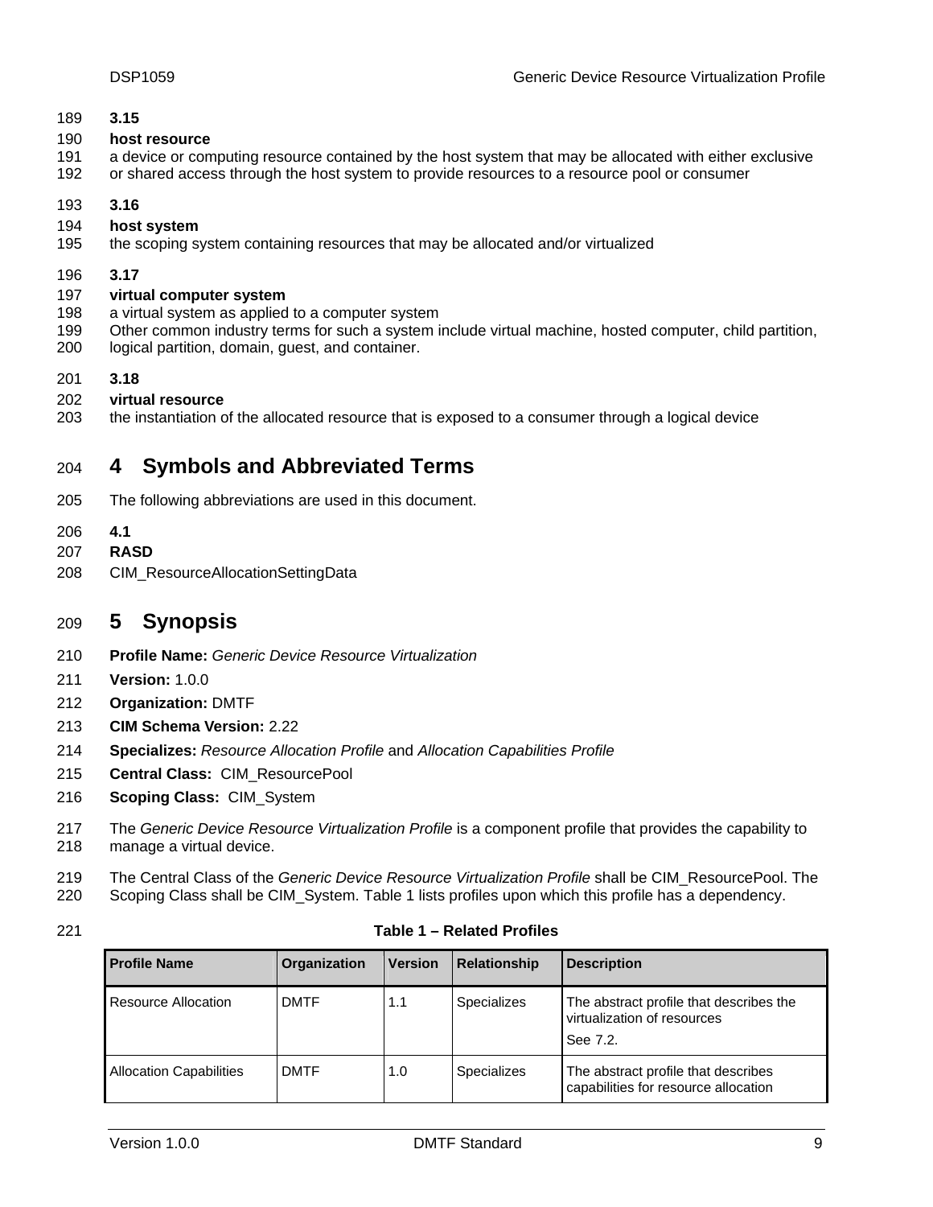**3.15**

**host resource**

a device or computing resource contained by the host system that may be allocated with either exclusive or shared access through the host system to provide resources to a resource pool or consumer

**3.16**

**host system**

the scoping system containing resources that may be allocated and/or virtualized

**3.17**

**virtual computer system**

a virtual system as applied to a computer system

Other common industry terms for such a system include virtual machine, hosted computer, child partition, logical partition, domain, guest, and container.

**3.18**

**virtual resource**

the instantiation of the allocated resource that is exposed to a consumer through a logical device

# 4 Symbols and Abbreviated Terms

The following abbreviations are used in this document.

**4.1**

**RASD**

CIM_ResourceAllocationSettingData

# 5 Synopsis

**Profile Name:** *Generic Device Resource Virtualization*

**Version:** 1.0.0

**Organization:** DMTF

**CIM Schema Version:** 2.22

**Specializes:** *Resource Allocation Profile* and *Allocation Capabilities Profile*

**Central Class:** CIM_ResourcePool

**Scoping Class:** CIM_System

The *Generic Device Resource Virtualization Profile* is a component profile that provides the capability to manage a virtual device.

The Central Class of the *Generic Device Resource Virtualization Profile* shall be CIM_ResourcePool. The Scoping Class shall be CIM_System. Table 1 lists profiles upon which this profile has a dependency.

**Table 1 – Related Profiles**

| Profile Name | Organization | Version | Relationship | Description |
|---|---|---|---|---|
| Resource Allocation | DMTF | 1.1 | Specializes | The abstract profile that describes the virtualization of resources<br>See 7.2. |
| Allocation Capabilities | DMTF | 1.0 | Specializes | The abstract profile that describes capabilities for resource allocation |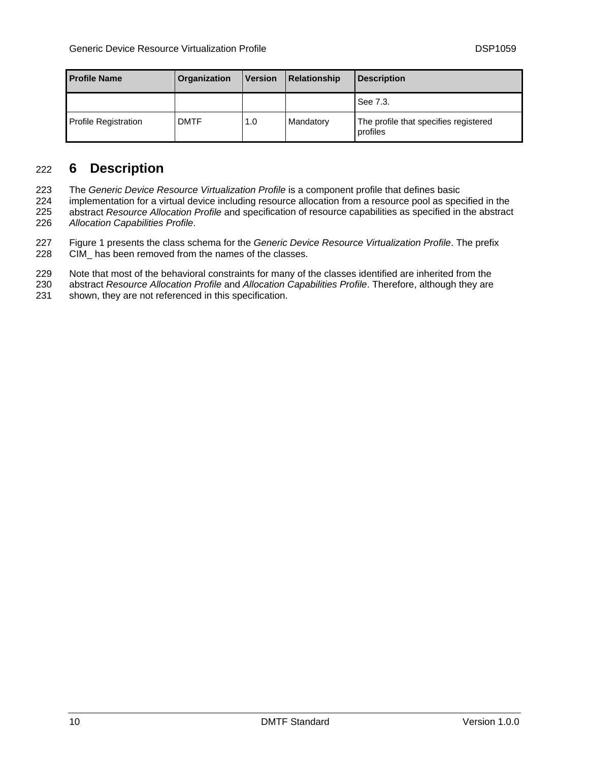| Profile Name | Organization | Version | Relationship | Description |
|---|---|---|---|---|
| | | | | See 7.3. |
| Profile Registration | DMTF | 1.0 | Mandatory | The profile that specifies registered profiles |

# 6 Description

The *Generic Device Resource Virtualization Profile* is a component profile that defines basic implementation for a virtual device including resource allocation from a resource pool as specified in the abstract *Resource Allocation Profile* and specification of resource capabilities as specified in the abstract *Allocation Capabilities Profile*.

Figure 1 presents the class schema for the *Generic Device Resource Virtualization Profile*. The prefix CIM_ has been removed from the names of the classes.

Note that most of the behavioral constraints for many of the classes identified are inherited from the abstract *Resource Allocation Profile* and *Allocation Capabilities Profile*. Therefore, although they are shown, they are not referenced in this specification.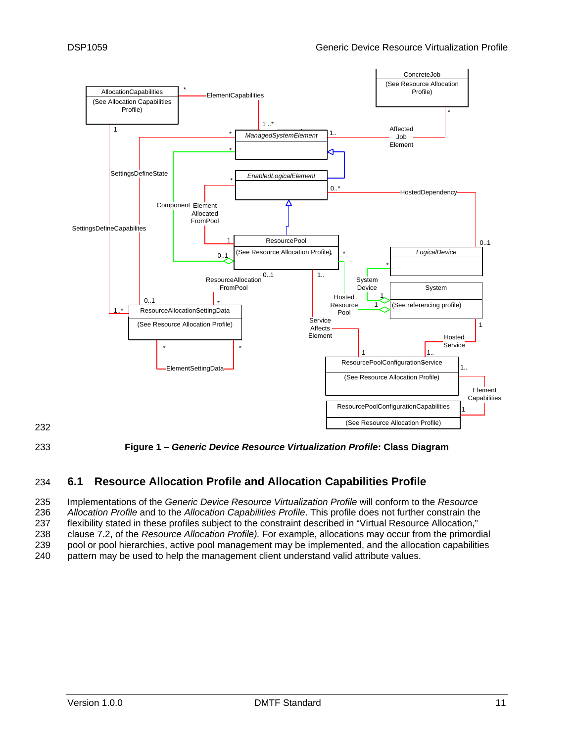Figure 1 – *Generic Device Resource Virtualization Profile*: Class Diagram

## 6.1 Resource Allocation Profile and Allocation Capabilities Profile

Implementations of the *Generic Device Resource Virtualization Profile* will conform to the *Resource Allocation Profile* and to the *Allocation Capabilities Profile*. This profile does not further constrain the flexibility stated in these profiles subject to the constraint described in "Virtual Resource Allocation," clause 7.2, of the *Resource Allocation Profile).* For example, allocations may occur from the primordial pool or pool hierarchies, active pool management may be implemented, and the allocation capabilities pattern may be used to help the management client understand valid attribute values.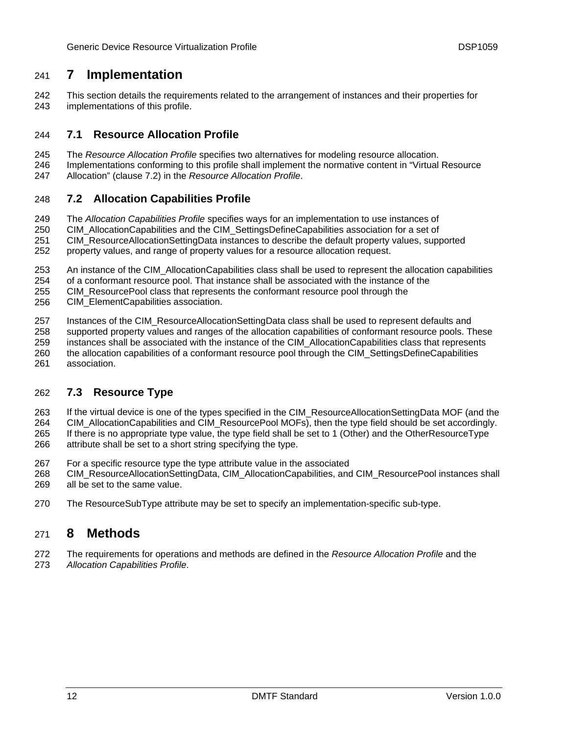# 7 Implementation

This section details the requirements related to the arrangement of instances and their properties for implementations of this profile.

## 7.1 Resource Allocation Profile

The *Resource Allocation Profile* specifies two alternatives for modeling resource allocation. Implementations conforming to this profile shall implement the normative content in "Virtual Resource Allocation" (clause 7.2) in the *Resource Allocation Profile*.

## 7.2 Allocation Capabilities Profile

The *Allocation Capabilities Profile* specifies ways for an implementation to use instances of CIM_AllocationCapabilities and the CIM_SettingsDefineCapabilities association for a set of CIM_ResourceAllocationSettingData instances to describe the default property values, supported property values, and range of property values for a resource allocation request.

An instance of the CIM_AllocationCapabilities class shall be used to represent the allocation capabilities of a conformant resource pool. That instance shall be associated with the instance of the CIM_ResourcePool class that represents the conformant resource pool through the CIM_ElementCapabilities association.

Instances of the CIM_ResourceAllocationSettingData class shall be used to represent defaults and supported property values and ranges of the allocation capabilities of conformant resource pools. These instances shall be associated with the instance of the CIM_AllocationCapabilities class that represents the allocation capabilities of a conformant resource pool through the CIM_SettingsDefineCapabilities association.

## 7.3 Resource Type

If the virtual device is one of the types specified in the CIM_ResourceAllocationSettingData MOF (and the CIM_AllocationCapabilities and CIM_ResourcePool MOFs), then the type field should be set accordingly. If there is no appropriate type value, the type field shall be set to 1 (Other) and the OtherResourceType attribute shall be set to a short string specifying the type.

For a specific resource type the type attribute value in the associated CIM_ResourceAllocationSettingData, CIM_AllocationCapabilities, and CIM_ResourcePool instances shall all be set to the same value.

The ResourceSubType attribute may be set to specify an implementation-specific sub-type.

# 8 Methods

The requirements for operations and methods are defined in the *Resource Allocation Profile* and the *Allocation Capabilities Profile*.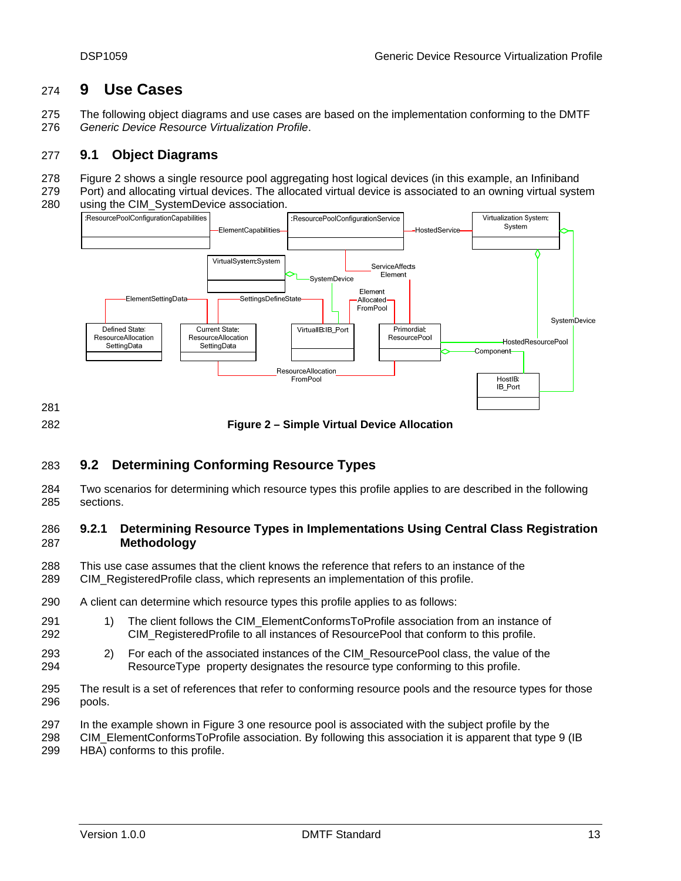# 9 Use Cases

The following object diagrams and use cases are based on the implementation conforming to the DMTF *Generic Device Resource Virtualization Profile*.

## 9.1 Object Diagrams

Figure 2 shows a single resource pool aggregating host logical devices (in this example, an Infiniband Port) and allocating virtual devices. The allocated virtual device is associated to an owning virtual system using the CIM_SystemDevice association.

**Figure 2 – Simple Virtual Device Allocation**

## 9.2 Determining Conforming Resource Types

Two scenarios for determining which resource types this profile applies to are described in the following sections.

### 9.2.1 Determining Resource Types in Implementations Using Central Class Registration Methodology

This use case assumes that the client knows the reference that refers to an instance of the CIM_RegisteredProfile class, which represents an implementation of this profile.

A client can determine which resource types this profile applies to as follows:

1) The client follows the CIM_ElementConformsToProfile association from an instance of CIM_RegisteredProfile to all instances of ResourcePool that conform to this profile.

2) For each of the associated instances of the CIM_ResourcePool class, the value of the ResourceType property designates the resource type conforming to this profile.

The result is a set of references that refer to conforming resource pools and the resource types for those pools.

In the example shown in Figure 3 one resource pool is associated with the subject profile by the CIM_ElementConformsToProfile association. By following this association it is apparent that type 9 (IB HBA) conforms to this profile.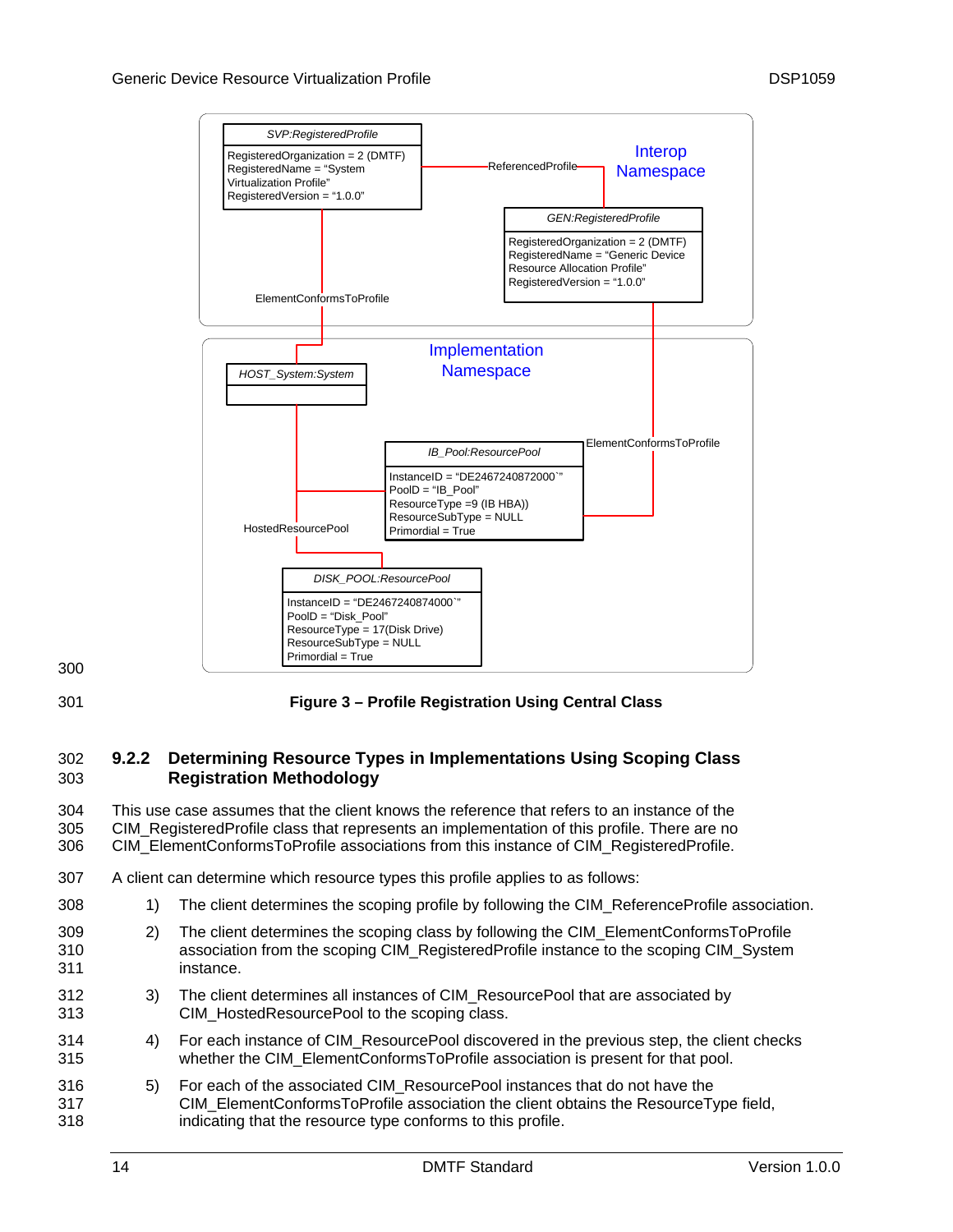Figure 3 – Profile Registration Using Central Class

### 9.2.2 Determining Resource Types in Implementations Using Scoping Class Registration Methodology

This use case assumes that the client knows the reference that refers to an instance of the CIM_RegisteredProfile class that represents an implementation of this profile. There are no CIM_ElementConformsToProfile associations from this instance of CIM_RegisteredProfile.

A client can determine which resource types this profile applies to as follows:

1) The client determines the scoping profile by following the CIM_ReferenceProfile association.
2) The client determines the scoping class by following the CIM_ElementConformsToProfile association from the scoping CIM_RegisteredProfile instance to the scoping CIM_System instance.
3) The client determines all instances of CIM_ResourcePool that are associated by CIM_HostedResourcePool to the scoping class.
4) For each instance of CIM_ResourcePool discovered in the previous step, the client checks whether the CIM_ElementConformsToProfile association is present for that pool.
5) For each of the associated CIM_ResourcePool instances that do not have the CIM_ElementConformsToProfile association the client obtains the ResourceType field, indicating that the resource type conforms to this profile.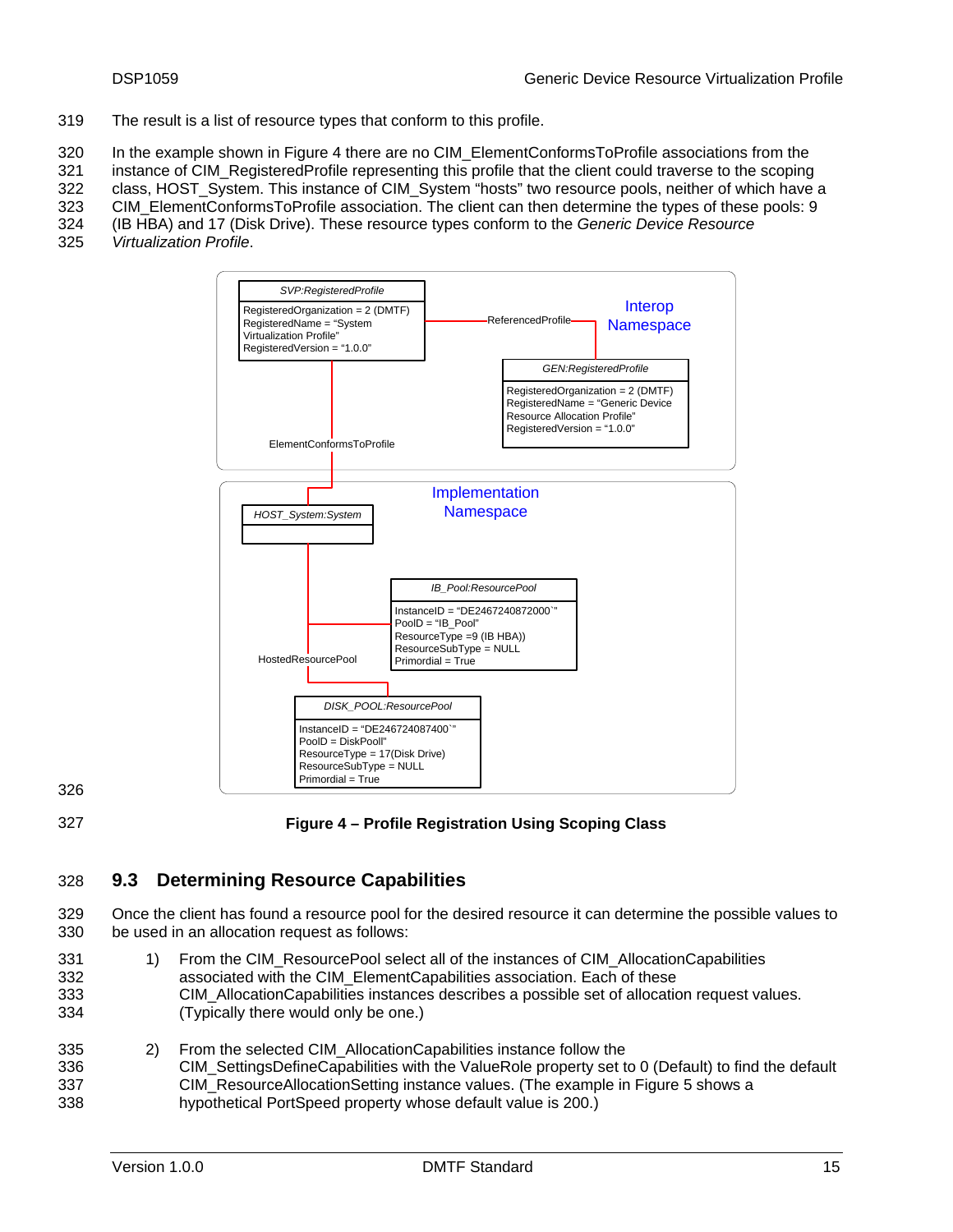The result is a list of resource types that conform to this profile.

In the example shown in Figure 4 there are no CIM_ElementConformsToProfile associations from the instance of CIM_RegisteredProfile representing this profile that the client could traverse to the scoping class, HOST_System. This instance of CIM_System "hosts" two resource pools, neither of which have a CIM_ElementConformsToProfile association. The client can then determine the types of these pools: 9 (IB HBA) and 17 (Disk Drive). These resource types conform to the *Generic Device Resource Virtualization Profile*.

**Figure 4 – Profile Registration Using Scoping Class**

## 9.3 Determining Resource Capabilities

Once the client has found a resource pool for the desired resource it can determine the possible values to be used in an allocation request as follows:

1) From the CIM_ResourcePool select all of the instances of CIM_AllocationCapabilities associated with the CIM_ElementCapabilities association. Each of these CIM_AllocationCapabilities instances describes a possible set of allocation request values. (Typically there would only be one.)

2) From the selected CIM_AllocationCapabilities instance follow the CIM_SettingsDefineCapabilities with the ValueRole property set to 0 (Default) to find the default CIM_ResourceAllocationSetting instance values. (The example in Figure 5 shows a hypothetical PortSpeed property whose default value is 200.)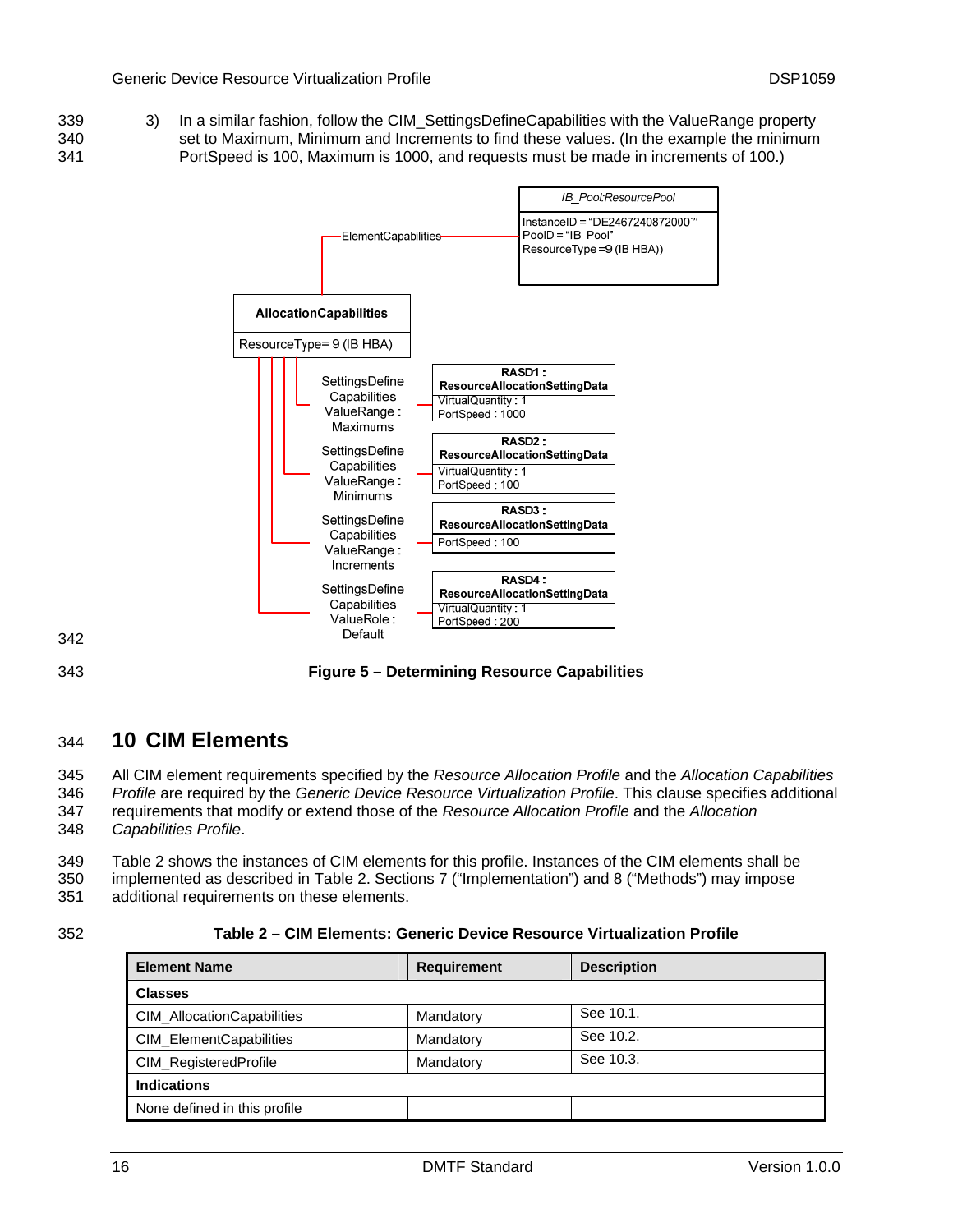3) In a similar fashion, follow the CIM_SettingsDefineCapabilities with the ValueRange property set to Maximum, Minimum and Increments to find these values. (In the example the minimum PortSpeed is 100, Maximum is 1000, and requests must be made in increments of 100.)

IB_Pool:ResourcePool
InstanceID = "DE2467240872000`"
PoolD = "IB_Pool"
ResourceType =9 (IB HBA))

ElementCapabilities

AllocationCapabilities
ResourceType= 9 (IB HBA)

SettingsDefine Capabilities ValueRange : Maximums

SettingsDefine Capabilities ValueRange : Minimums

SettingsDefine Capabilities ValueRange : Increments

SettingsDefine Capabilities ValueRole : Default

RASD1 : ResourceAllocationSettingData
VirtualQuantity : 1
PortSpeed : 1000

RASD2 : ResourceAllocationSettingData
VirtualQuantity : 1
PortSpeed : 100

RASD3 : ResourceAllocationSettingData
PortSpeed : 100

RASD4 : ResourceAllocationSettingData
VirtualQuantity : 1
PortSpeed : 200

**Figure 5 – Determining Resource Capabilities**

# 10 CIM Elements

All CIM element requirements specified by the *Resource Allocation Profile* and the *Allocation Capabilities Profile* are required by the *Generic Device Resource Virtualization Profile*. This clause specifies additional requirements that modify or extend those of the *Resource Allocation Profile* and the *Allocation Capabilities Profile*.

Table 2 shows the instances of CIM elements for this profile. Instances of the CIM elements shall be implemented as described in Table 2. Sections 7 ("Implementation") and 8 ("Methods") may impose additional requirements on these elements.

**Table 2 – CIM Elements: Generic Device Resource Virtualization Profile**

| Element Name | Requirement | Description |
|---|---|---|
| **Classes** | | |
| CIM_AllocationCapabilities | Mandatory | See 10.1. |
| CIM_ElementCapabilities | Mandatory | See 10.2. |
| CIM_RegisteredProfile | Mandatory | See 10.3. |
| **Indications** | | |
| None defined in this profile | | |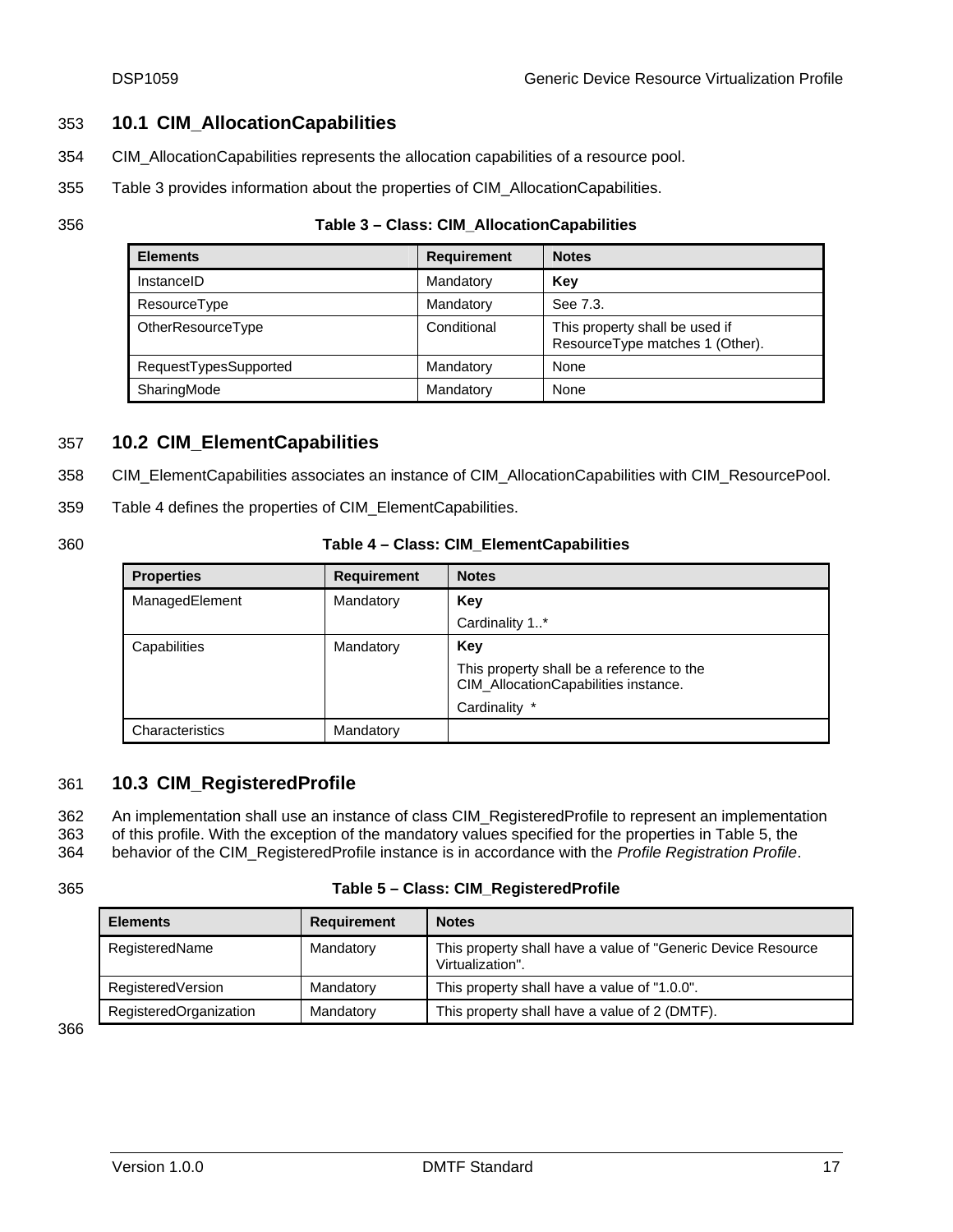## 10.1 CIM_AllocationCapabilities

CIM_AllocationCapabilities represents the allocation capabilities of a resource pool.

Table 3 provides information about the properties of CIM_AllocationCapabilities.

**Table 3 – Class: CIM_AllocationCapabilities**

| Elements | Requirement | Notes |
|---|---|---|
| InstanceID | Mandatory | **Key** |
| ResourceType | Mandatory | See 7.3. |
| OtherResourceType | Conditional | This property shall be used if ResourceType matches 1 (Other). |
| RequestTypesSupported | Mandatory | None |
| SharingMode | Mandatory | None |

## 10.2 CIM_ElementCapabilities

CIM_ElementCapabilities associates an instance of CIM_AllocationCapabilities with CIM_ResourcePool.

Table 4 defines the properties of CIM_ElementCapabilities.

**Table 4 – Class: CIM_ElementCapabilities**

| Properties | Requirement | Notes |
|---|---|---|
| ManagedElement | Mandatory | **Key**<br>Cardinality 1..* |
| Capabilities | Mandatory | **Key**<br>This property shall be a reference to the CIM_AllocationCapabilities instance.<br>Cardinality * |
| Characteristics | Mandatory | |

## 10.3 CIM_RegisteredProfile

An implementation shall use an instance of class CIM_RegisteredProfile to represent an implementation of this profile. With the exception of the mandatory values specified for the properties in Table 5, the behavior of the CIM_RegisteredProfile instance is in accordance with the *Profile Registration Profile*.

**Table 5 – Class: CIM_RegisteredProfile**

| Elements | Requirement | Notes |
|---|---|---|
| RegisteredName | Mandatory | This property shall have a value of "Generic Device Resource Virtualization". |
| RegisteredVersion | Mandatory | This property shall have a value of "1.0.0". |
| RegisteredOrganization | Mandatory | This property shall have a value of 2 (DMTF). |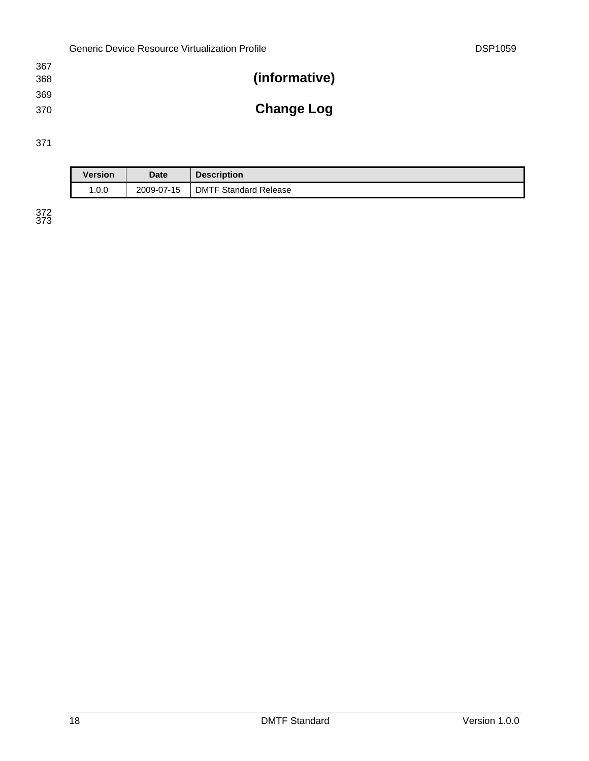# (informative)

# Change Log

| Version | Date | Description |
|---|---|---|
| 1.0.0 | 2009-07-15 | DMTF Standard Release |